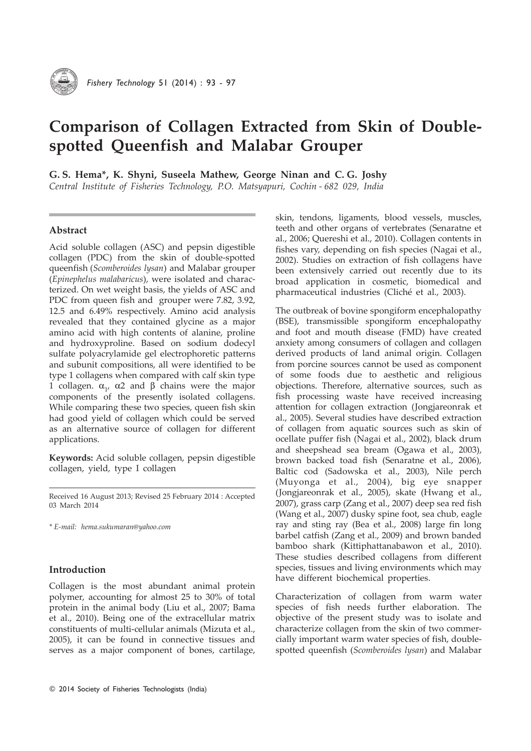# Comparison of Collagen Extracted from Skin of Double-spotted Queenfish and Malabar Grouper

**G. S. Hema\*, K. Shyni, Suseela Mathew, George Ninan and C. G. Joshy**

*Central Institute of Fisheries Technology, P.O. Matsyapuri, Cochin - 682 029, India*

## Abstract

Acid soluble collagen (ASC) and pepsin digestible collagen (PDC) from the skin of double-spotted queenfish (*Scomberoides lysan*) and Malabar grouper (*Epinephelus malabaricus*), were isolated and characterized. On wet weight basis, the yields of ASC and PDC from queen fish and grouper were 7.82, 3.92, 12.5 and 6.49% respectively. Amino acid analysis revealed that they contained glycine as a major amino acid with high contents of alanine, proline and hydroxyproline. Based on sodium dodecyl sulfate polyacrylamide gel electrophoretic patterns and subunit compositions, all were identified to be type 1 collagens when compared with calf skin type 1 collagen. $\alpha_1$, $\alpha 2$ and $\beta$ chains were the major components of the presently isolated collagens. While comparing these two species, queen fish skin had good yield of collagen which could be served as an alternative source of collagen for different applications.

**Keywords:** Acid soluble collagen, pepsin digestible collagen, yield, type I collagen

Received 16 August 2013; Revised 25 February 2014 : Accepted 03 March 2014

\* *E-mail: hema.sukumaran@yahoo.com*

## Introduction

Collagen is the most abundant animal protein polymer, accounting for almost 25 to 30% of total protein in the animal body (Liu et al., 2007; Bama et al., 2010). Being one of the extracellular matrix constituents of multi-cellular animals (Mizuta et al., 2005), it can be found in connective tissues and serves as a major component of bones, cartilage, skin, tendons, ligaments, blood vessels, muscles, teeth and other organs of vertebrates (Senaratne et al., 2006; Quereshi et al., 2010). Collagen contents in fishes vary, depending on fish species (Nagai et al., 2002). Studies on extraction of fish collagens have been extensively carried out recently due to its broad application in cosmetic, biomedical and pharmaceutical industries (Cliché et al., 2003).

The outbreak of bovine spongiform encephalopathy (BSE), transmissible spongiform encephalopathy and foot and mouth disease (FMD) have created anxiety among consumers of collagen and collagen derived products of land animal origin. Collagen from porcine sources cannot be used as component of some foods due to aesthetic and religious objections. Therefore, alternative sources, such as fish processing waste have received increasing attention for collagen extraction (Jongjareonrak et al., 2005). Several studies have described extraction of collagen from aquatic sources such as skin of ocellate puffer fish (Nagai et al., 2002), black drum and sheepshead sea bream (Ogawa et al., 2003), brown backed toad fish (Senaratne et al., 2006), Baltic cod (Sadowska et al., 2003), Nile perch (Muyonga et al., 2004), big eye snapper (Jongjareonrak et al., 2005), skate (Hwang et al., 2007), grass carp (Zang et al., 2007) deep sea red fish (Wang et al., 2007) dusky spine foot, sea chub, eagle ray and sting ray (Bea et al., 2008) large fin long barbel catfish (Zang et al., 2009) and brown banded bamboo shark (Kittiphattanabawon et al., 2010). These studies described collagens from different species, tissues and living environments which may have different biochemical properties.

Characterization of collagen from warm water species of fish needs further elaboration. The objective of the present study was to isolate and characterize collagen from the skin of two commercially important warm water species of fish, double-spotted queenfish (*Scomberoides lysan*) and Malabar

© 2014 Society of Fisheries Technologists (India)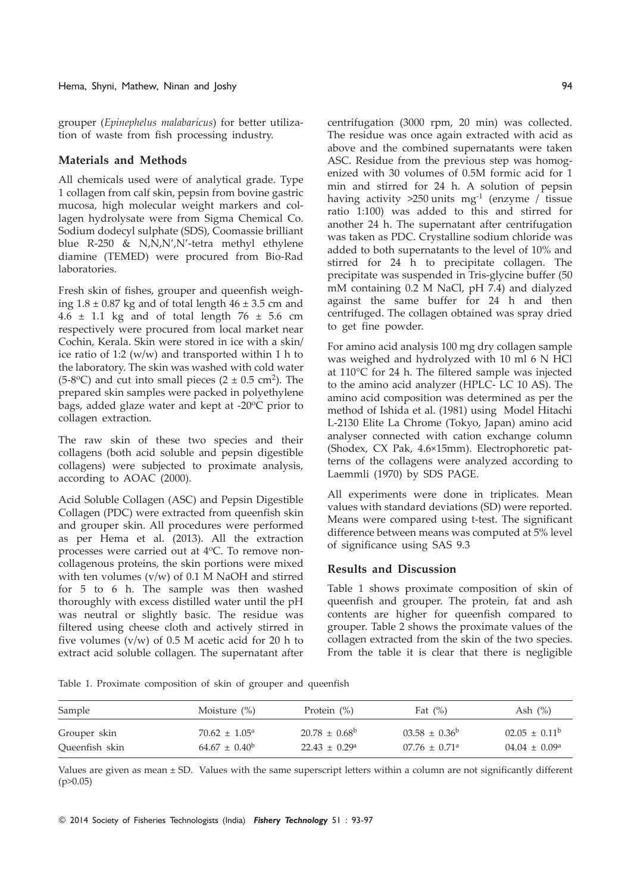grouper (*Epinephelus malabaricus*) for better utilization of waste from fish processing industry.

## Materials and Methods

All chemicals used were of analytical grade. Type 1 collagen from calf skin, pepsin from bovine gastric mucosa, high molecular weight markers and collagen hydrolysate were from Sigma Chemical Co. Sodium dodecyl sulphate (SDS), Coomassie brilliant blue R-250 & N,N,N',N'-tetra methyl ethylene diamine (TEMED) were procured from Bio-Rad laboratories.

Fresh skin of fishes, grouper and queenfish weighing 1.8 ± 0.87 kg and of total length 46 ± 3.5 cm and 4.6 ± 1.1 kg and of total length 76 ± 5.6 cm respectively were procured from local market near Cochin, Kerala. Skin were stored in ice with a skin/ice ratio of 1:2 (w/w) and transported within 1 h to the laboratory. The skin was washed with cold water (5-8°C) and cut into small pieces (2 ± 0.5 cm$^2$). The prepared skin samples were packed in polyethylene bags, added glaze water and kept at -20°C prior to collagen extraction.

The raw skin of these two species and their collagens (both acid soluble and pepsin digestible collagens) were subjected to proximate analysis, according to AOAC (2000).

Acid Soluble Collagen (ASC) and Pepsin Digestible Collagen (PDC) were extracted from queenfish skin and grouper skin. All procedures were performed as per Hema et al. (2013). All the extraction processes were carried out at 4°C. To remove non-collagenous proteins, the skin portions were mixed with ten volumes (v/w) of 0.1 M NaOH and stirred for 5 to 6 h. The sample was then washed thoroughly with excess distilled water until the pH was neutral or slightly basic. The residue was filtered using cheese cloth and actively stirred in five volumes (v/w) of 0.5 M acetic acid for 20 h to extract acid soluble collagen. The supernatant after centrifugation (3000 rpm, 20 min) was collected. The residue was once again extracted with acid as above and the combined supernatants were taken ASC. Residue from the previous step was homogenized with 30 volumes of 0.5M formic acid for 1 min and stirred for 24 h. A solution of pepsin having activity >250 units mg$^{-1}$ (enzyme / tissue ratio 1:100) was added to this and stirred for another 24 h. The supernatant after centrifugation was taken as PDC. Crystalline sodium chloride was added to both supernatants to the level of 10% and stirred for 24 h to precipitate collagen. The precipitate was suspended in Tris-glycine buffer (50 mM containing 0.2 M NaCl, pH 7.4) and dialyzed against the same buffer for 24 h and then centrifuged. The collagen obtained was spray dried to get fine powder.

For amino acid analysis 100 mg dry collagen sample was weighed and hydrolyzed with 10 ml 6 N HCl at 110°C for 24 h. The filtered sample was injected to the amino acid analyzer (HPLC- LC 10 AS). The amino acid composition was determined as per the method of Ishida et al. (1981) using Model Hitachi L-2130 Elite La Chrome (Tokyo, Japan) amino acid analyser connected with cation exchange column (Shodex, CX Pak, 4.6×15mm). Electrophoretic patterns of the collagens were analyzed according to Laemmli (1970) by SDS PAGE.

All experiments were done in triplicates. Mean values with standard deviations (SD) were reported. Means were compared using t-test. The significant difference between means was computed at 5% level of significance using SAS 9.3

## Results and Discussion

Table 1 shows proximate composition of skin of queenfish and grouper. The protein, fat and ash contents are higher for queenfish compared to grouper. Table 2 shows the proximate values of the collagen extracted from the skin of the two species. From the table it is clear that there is negligible

Table 1. Proximate composition of skin of grouper and queenfish

| Sample | Moisture (%) | Protein (%) | Fat (%) | Ash (%) |
|---|---|---|---|---|
| Grouper skin | 70.62 ± 1.05$^a$ | 20.78 ± 0.68$^b$ | 03.58 ± 0.36$^b$ | 02.05 ± 0.11$^b$ |
| Queenfish skin | 64.67 ± 0.40$^b$ | 22.43 ± 0.29$^a$ | 07.76 ± 0.71$^a$ | 04.04 ± 0.09$^a$ |

Values are given as mean ± SD. Values with the same superscript letters within a column are not significantly different ($p>0.05$)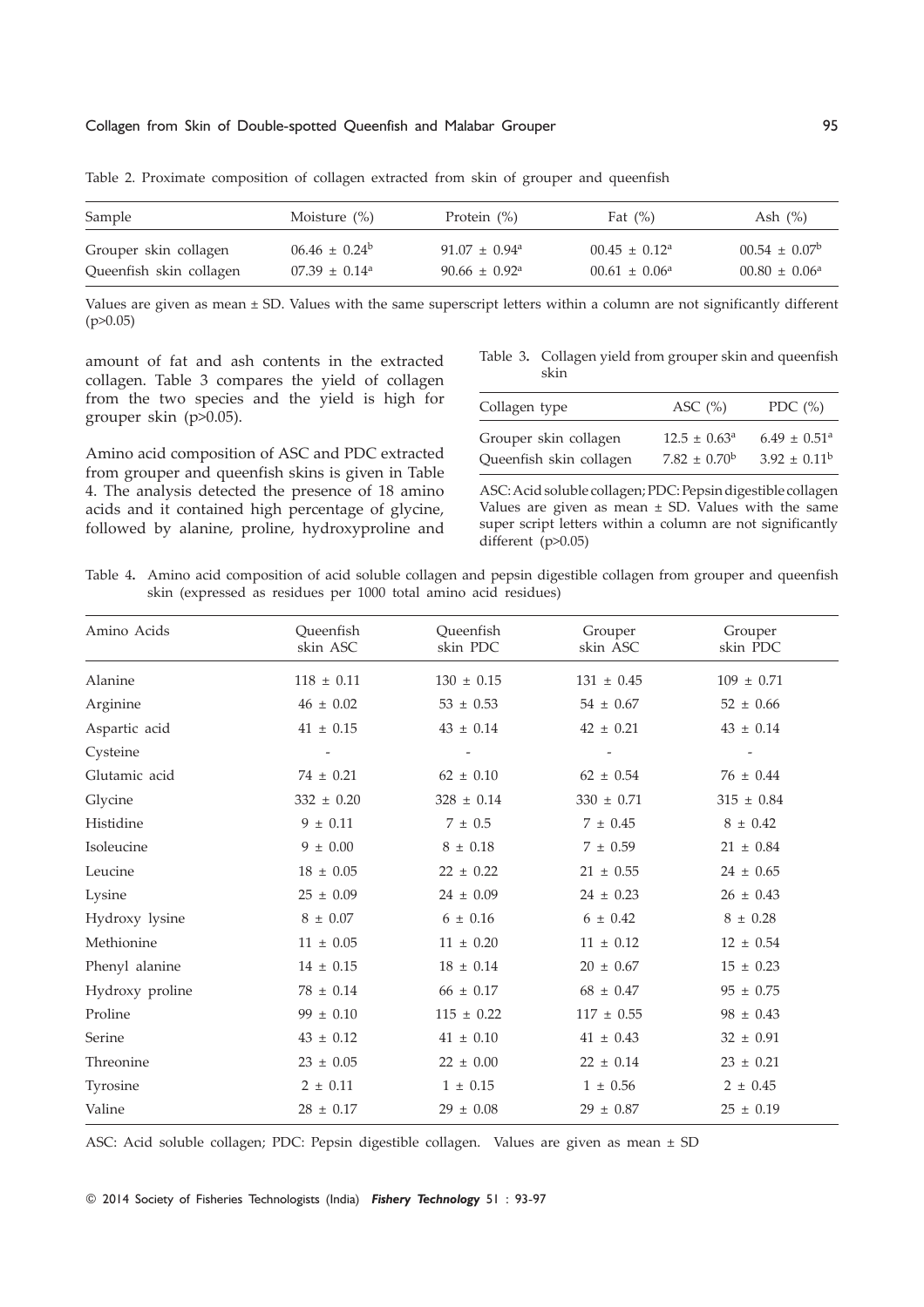Table 2. Proximate composition of collagen extracted from skin of grouper and queenfish

| Sample | Moisture (%) | Protein (%) | Fat (%) | Ash (%) |
|---|---|---|---|---|
| Grouper skin collagen | 06.46 ± 0.24[b] | 91.07 ± 0.94[a] | 00.45 ± 0.12[a] | 00.54 ± 0.07[b] |
| Queenfish skin collagen | 07.39 ± 0.14[a] | 90.66 ± 0.92[a] | 00.61 ± 0.06[a] | 00.80 ± 0.06[a] |

Values are given as mean ± SD. Values with the same superscript letters within a column are not significantly different ($p>0.05$)

amount of fat and ash contents in the extracted collagen. Table 3 compares the yield of collagen from the two species and the yield is high for grouper skin ($p>0.05$).

Amino acid composition of ASC and PDC extracted from grouper and queenfish skins is given in Table 4. The analysis detected the presence of 18 amino acids and it contained high percentage of glycine, followed by alanine, proline, hydroxyproline and

Table 3. Collagen yield from grouper skin and queenfish skin

| Collagen type | ASC (%) | PDC (%) |
|---|---|---|
| Grouper skin collagen | 12.5 ± 0.63[a] | 6.49 ± 0.51[a] |
| Queenfish skin collagen | 7.82 ± 0.70[b] | 3.92 ± 0.11[b] |

ASC: Acid soluble collagen; PDC: Pepsin digestible collagen Values are given as mean ± SD. Values with the same super script letters within a column are not significantly different ($p>0.05$)

Table 4. Amino acid composition of acid soluble collagen and pepsin digestible collagen from grouper and queenfish skin (expressed as residues per 1000 total amino acid residues)

| Amino Acids | Queenfish skin ASC | Queenfish skin PDC | Grouper skin ASC | Grouper skin PDC |
|---|---|---|---|---|
| Alanine | 118 ± 0.11 | 130 ± 0.15 | 131 ± 0.45 | 109 ± 0.71 |
| Arginine | 46 ± 0.02 | 53 ± 0.53 | 54 ± 0.67 | 52 ± 0.66 |
| Aspartic acid | 41 ± 0.15 | 43 ± 0.14 | 42 ± 0.21 | 43 ± 0.14 |
| Cysteine | - | - | - | - |
| Glutamic acid | 74 ± 0.21 | 62 ± 0.10 | 62 ± 0.54 | 76 ± 0.44 |
| Glycine | 332 ± 0.20 | 328 ± 0.14 | 330 ± 0.71 | 315 ± 0.84 |
| Histidine | 9 ± 0.11 | 7 ± 0.5 | 7 ± 0.45 | 8 ± 0.42 |
| Isoleucine | 9 ± 0.00 | 8 ± 0.18 | 7 ± 0.59 | 21 ± 0.84 |
| Leucine | 18 ± 0.05 | 22 ± 0.22 | 21 ± 0.55 | 24 ± 0.65 |
| Lysine | 25 ± 0.09 | 24 ± 0.09 | 24 ± 0.23 | 26 ± 0.43 |
| Hydroxy lysine | 8 ± 0.07 | 6 ± 0.16 | 6 ± 0.42 | 8 ± 0.28 |
| Methionine | 11 ± 0.05 | 11 ± 0.20 | 11 ± 0.12 | 12 ± 0.54 |
| Phenyl alanine | 14 ± 0.15 | 18 ± 0.14 | 20 ± 0.67 | 15 ± 0.23 |
| Hydroxy proline | 78 ± 0.14 | 66 ± 0.17 | 68 ± 0.47 | 95 ± 0.75 |
| Proline | 99 ± 0.10 | 115 ± 0.22 | 117 ± 0.55 | 98 ± 0.43 |
| Serine | 43 ± 0.12 | 41 ± 0.10 | 41 ± 0.43 | 32 ± 0.91 |
| Threonine | 23 ± 0.05 | 22 ± 0.00 | 22 ± 0.14 | 23 ± 0.21 |
| Tyrosine | 2 ± 0.11 | 1 ± 0.15 | 1 ± 0.56 | 2 ± 0.45 |
| Valine | 28 ± 0.17 | 29 ± 0.08 | 29 ± 0.87 | 25 ± 0.19 |

ASC: Acid soluble collagen; PDC: Pepsin digestible collagen. Values are given as mean ± SD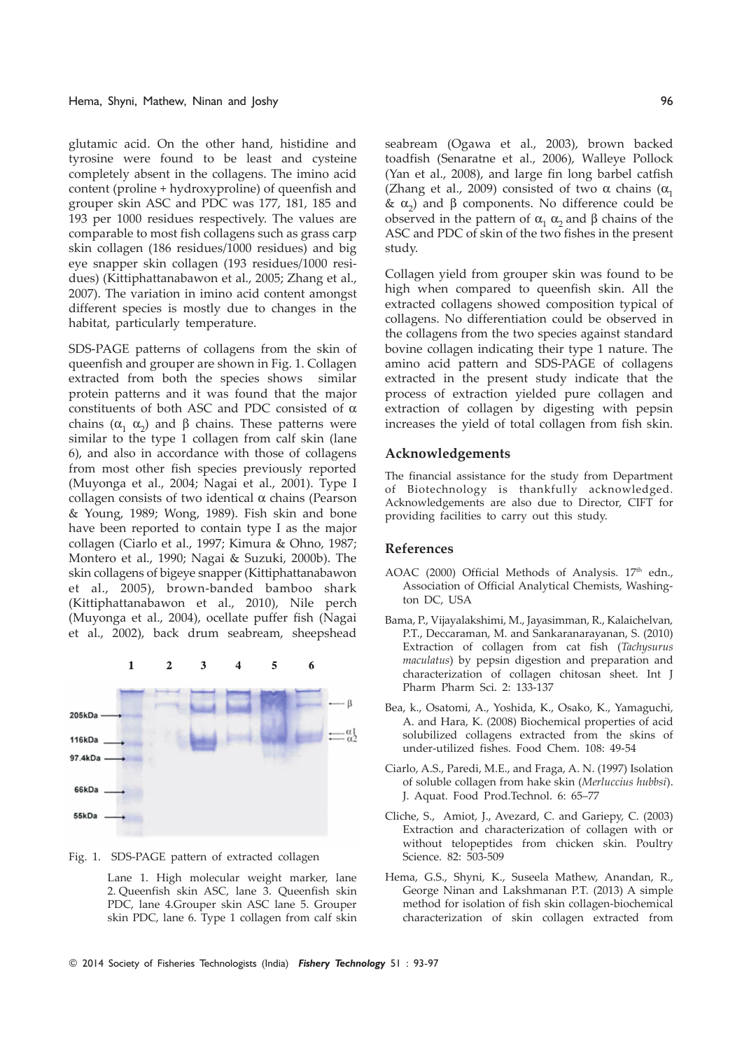glutamic acid. On the other hand, histidine and tyrosine were found to be least and cysteine completely absent in the collagens. The imino acid content (proline + hydroxyproline) of queenfish and grouper skin ASC and PDC was 177, 181, 185 and 193 per 1000 residues respectively. The values are comparable to most fish collagens such as grass carp skin collagen (186 residues/1000 residues) and big eye snapper skin collagen (193 residues/1000 residues) (Kittiphattanabawon et al., 2005; Zhang et al., 2007). The variation in imino acid content amongst different species is mostly due to changes in the habitat, particularly temperature.

SDS-PAGE patterns of collagens from the skin of queenfish and grouper are shown in Fig. 1. Collagen extracted from both the species shows similar protein patterns and it was found that the major constituents of both ASC and PDC consisted of $\alpha$ chains ($\alpha_1$ $\alpha_2$) and $\beta$ chains. These patterns were similar to the type 1 collagen from calf skin (lane 6), and also in accordance with those of collagens from most other fish species previously reported (Muyonga et al., 2004; Nagai et al., 2001). Type I collagen consists of two identical $\alpha$ chains (Pearson & Young, 1989; Wong, 1989). Fish skin and bone have been reported to contain type I as the major collagen (Ciarlo et al., 1997; Kimura & Ohno, 1987; Montero et al., 1990; Nagai & Suzuki, 2000b). The skin collagens of bigeye snapper (Kittiphattanabawon et al., 2005), brown-banded bamboo shark (Kittiphattanabawon et al., 2010), Nile perch (Muyonga et al., 2004), ocellate puffer fish (Nagai et al., 2002), back drum seabream, sheepshead

Fig. 1. SDS-PAGE pattern of extracted collagen

Lane 1. High molecular weight marker, lane 2. Queenfish skin ASC, lane 3. Queenfish skin PDC, lane 4.Grouper skin ASC lane 5. Grouper skin PDC, lane 6. Type 1 collagen from calf skin

seabream (Ogawa et al., 2003), brown backed toadfish (Senaratne et al., 2006), Walleye Pollock (Yan et al., 2008), and large fin long barbel catfish (Zhang et al., 2009) consisted of two $\alpha$ chains ($\alpha_1$ & $\alpha_2$) and $\beta$ components. No difference could be observed in the pattern of $\alpha_1$ $\alpha_2$ and $\beta$ chains of the ASC and PDC of skin of the two fishes in the present study.

Collagen yield from grouper skin was found to be high when compared to queenfish skin. All the extracted collagens showed composition typical of collagens. No differentiation could be observed in the collagens from the two species against standard bovine collagen indicating their type 1 nature. The amino acid pattern and SDS-PAGE of collagens extracted in the present study indicate that the process of extraction yielded pure collagen and extraction of collagen by digesting with pepsin increases the yield of total collagen from fish skin.

## Acknowledgements

The financial assistance for the study from Department of Biotechnology is thankfully acknowledged. Acknowledgements are also due to Director, CIFT for providing facilities to carry out this study.

## References

AOAC (2000) Official Methods of Analysis. 17th edn., Association of Official Analytical Chemists, Washington DC, USA

Bama, P., Vijayalakshimi, M., Jayasimman, R., Kalaichelvan, P.T., Deccaraman, M. and Sankaranarayanan, S. (2010) Extraction of collagen from cat fish (*Tachysurus maculatus*) by pepsin digestion and preparation and characterization of collagen chitosan sheet. Int J Pharm Pharm Sci. 2: 133-137

Bea, k., Osatomi, A., Yoshida, K., Osako, K., Yamaguchi, A. and Hara, K. (2008) Biochemical properties of acid solubilized collagens extracted from the skins of under-utilized fishes. Food Chem. 108: 49-54

Ciarlo, A.S., Paredi, M.E., and Fraga, A. N. (1997) Isolation of soluble collagen from hake skin (*Merluccius hubbsi*). J. Aquat. Food Prod.Technol. 6: 65–77

Cliche, S., Amiot, J., Avezard, C. and Gariepy, C. (2003) Extraction and characterization of collagen with or without telopeptides from chicken skin. Poultry Science. 82: 503-509

Hema, G.S., Shyni, K., Suseela Mathew, Anandan, R., George Ninan and Lakshmanan P.T. (2013) A simple method for isolation of fish skin collagen-biochemical characterization of skin collagen extracted from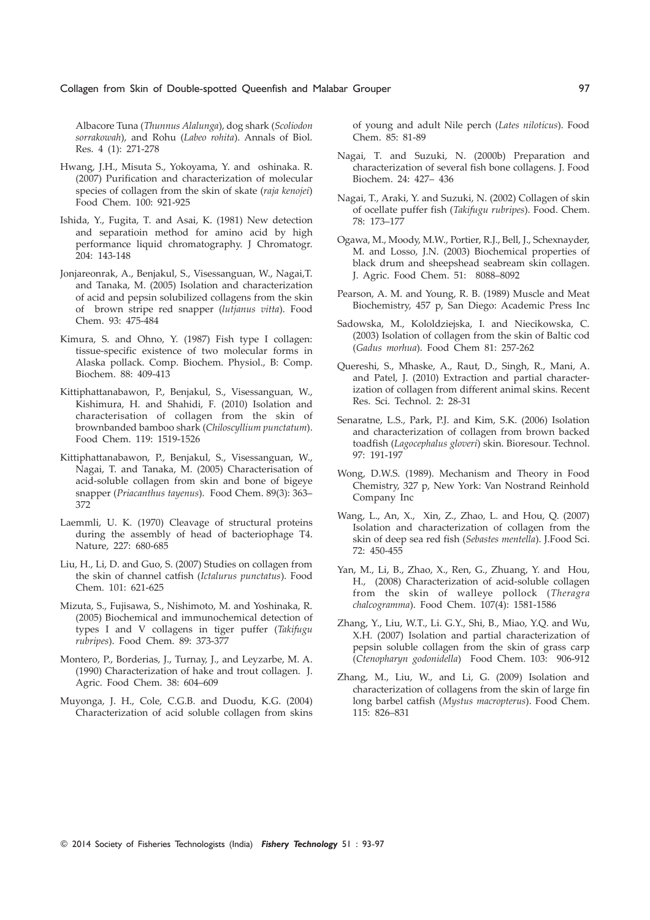Albacore Tuna (*Thunnus Alalunga*), dog shark (*Scoliodon sorrakowah*), and Rohu (*Labeo rohita*). Annals of Biol. Res. 4 (1): 271-278

Hwang, J.H., Misuta S., Yokoyama, Y. and oshinaka. R. (2007) Purification and characterization of molecular species of collagen from the skin of skate (*raja kenojei*) Food Chem. 100: 921-925

Ishida, Y., Fugita, T. and Asai, K. (1981) New detection and separatioin method for amino acid by high performance liquid chromatography. J Chromatogr. 204: 143-148

Jonjareonrak, A., Benjakul, S., Visessanguan, W., Nagai,T. and Tanaka, M. (2005) Isolation and characterization of acid and pepsin solubilized collagens from the skin of brown stripe red snapper (*lutjanus vitta*). Food Chem. 93: 475-484

Kimura, S. and Ohno, Y. (1987) Fish type I collagen: tissue-specific existence of two molecular forms in Alaska pollack. Comp. Biochem. Physiol., B: Comp. Biochem. 88: 409-413

Kittiphattanabawon, P., Benjakul, S., Visessanguan, W., Kishimura, H. and Shahidi, F. (2010) Isolation and characterisation of collagen from the skin of brownbanded bamboo shark (*Chiloscyllium punctatum*). Food Chem. 119: 1519-1526

Kittiphattanabawon, P., Benjakul, S., Visessanguan, W., Nagai, T. and Tanaka, M. (2005) Characterisation of acid-soluble collagen from skin and bone of bigeye snapper (*Priacanthus tayenus*). Food Chem. 89(3): 363–372

Laemmli, U. K. (1970) Cleavage of structural proteins during the assembly of head of bacteriophage T4. Nature, 227: 680-685

Liu, H., Li, D. and Guo, S. (2007) Studies on collagen from the skin of channel catfish (*Ictalurus punctatus*). Food Chem. 101: 621-625

Mizuta, S., Fujisawa, S., Nishimoto, M. and Yoshinaka, R. (2005) Biochemical and immunochemical detection of types I and V collagens in tiger puffer (*Takifugu rubripes*). Food Chem. 89: 373-377

Montero, P., Borderias, J., Turnay, J., and Leyzarbe, M. A. (1990) Characterization of hake and trout collagen. J. Agric. Food Chem. 38: 604–609

Muyonga, J. H., Cole, C.G.B. and Duodu, K.G. (2004) Characterization of acid soluble collagen from skins of young and adult Nile perch (*Lates niloticus*). Food Chem. 85: 81-89

Nagai, T. and Suzuki, N. (2000b) Preparation and characterization of several fish bone collagens. J. Food Biochem. 24: 427– 436

Nagai, T., Araki, Y. and Suzuki, N. (2002) Collagen of skin of ocellate puffer fish (*Takifugu rubripes*). Food. Chem. 78: 173–177

Ogawa, M., Moody, M.W., Portier, R.J., Bell, J., Schexnayder, M. and Losso, J.N. (2003) Biochemical properties of black drum and sheepshead seabream skin collagen. J. Agric. Food Chem. 51: 8088–8092

Pearson, A. M. and Young, R. B. (1989) Muscle and Meat Biochemistry, 457 p, San Diego: Academic Press Inc

Sadowska, M., Kololdziejska, I. and Niecikowska, C. (2003) Isolation of collagen from the skin of Baltic cod (*Gadus morhua*). Food Chem 81: 257-262

Quereshi, S., Mhaske, A., Raut, D., Singh, R., Mani, A. and Patel, J. (2010) Extraction and partial characterization of collagen from different animal skins. Recent Res. Sci. Technol. 2: 28-31

Senaratne, L.S., Park, P.J. and Kim, S.K. (2006) Isolation and characterization of collagen from brown backed toadfish (*Lagocephalus gloveri*) skin. Bioresour. Technol. 97: 191-197

Wong, D.W.S. (1989). Mechanism and Theory in Food Chemistry, 327 p, New York: Van Nostrand Reinhold Company Inc

Wang, L., An, X., Xin, Z., Zhao, L. and Hou, Q. (2007) Isolation and characterization of collagen from the skin of deep sea red fish (*Sebastes mentella*). J.Food Sci. 72: 450-455

Yan, M., Li, B., Zhao, X., Ren, G., Zhuang, Y. and Hou, H., (2008) Characterization of acid-soluble collagen from the skin of walleye pollock (*Theragra chalcogramma*). Food Chem. 107(4): 1581-1586

Zhang, Y., Liu, W.T., Li. G.Y., Shi, B., Miao, Y.Q. and Wu, X.H. (2007) Isolation and partial characterization of pepsin soluble collagen from the skin of grass carp (*Ctenopharyn godonidella*) Food Chem. 103: 906-912

Zhang, M., Liu, W., and Li, G. (2009) Isolation and characterization of collagens from the skin of large fin long barbel catfish (*Mystus macropterus*). Food Chem. 115: 826–831